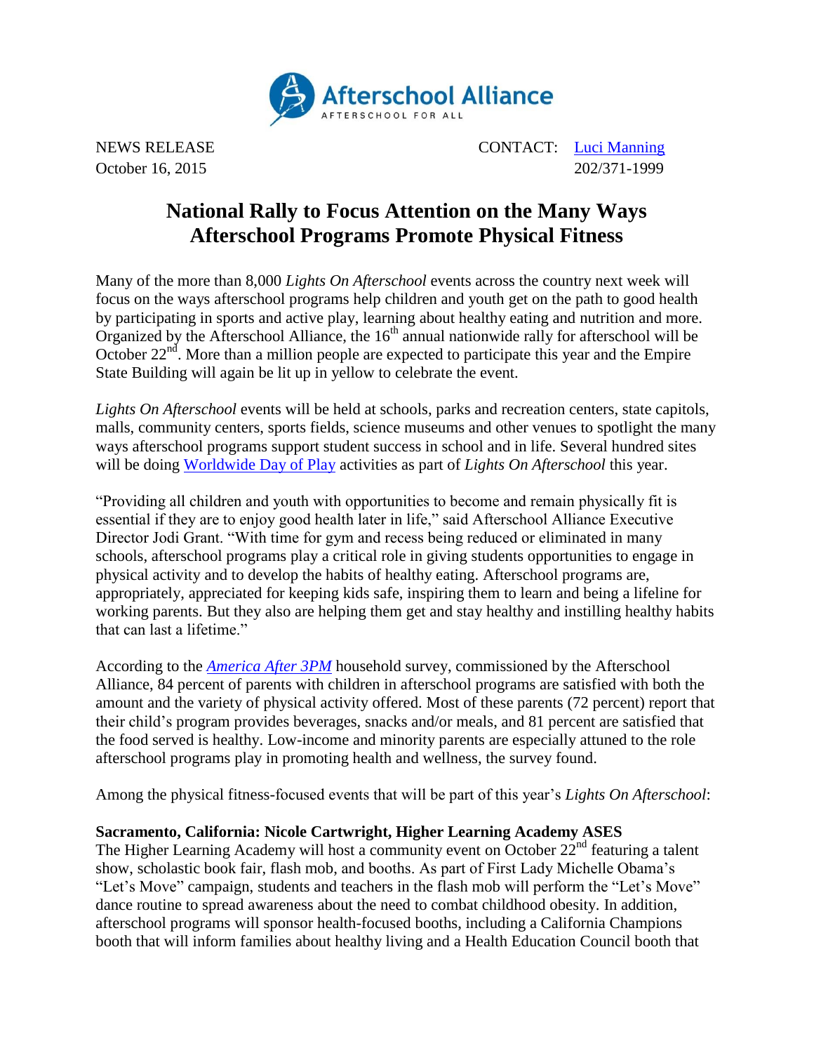Afterschool Alliance
AFTERSCHOOL FOR ALL

NEWS RELEASE
October 16, 2015

CONTACT: Luci Manning
202/371-1999

# National Rally to Focus Attention on the Many Ways Afterschool Programs Promote Physical Fitness

Many of the more than 8,000 *Lights On Afterschool* events across the country next week will focus on the ways afterschool programs help children and youth get on the path to good health by participating in sports and active play, learning about healthy eating and nutrition and more. Organized by the Afterschool Alliance, the 16th annual nationwide rally for afterschool will be October 22nd. More than a million people are expected to participate this year and the Empire State Building will again be lit up in yellow to celebrate the event.

*Lights On Afterschool* events will be held at schools, parks and recreation centers, state capitols, malls, community centers, sports fields, science museums and other venues to spotlight the many ways afterschool programs support student success in school and in life. Several hundred sites will be doing Worldwide Day of Play activities as part of *Lights On Afterschool* this year.

"Providing all children and youth with opportunities to become and remain physically fit is essential if they are to enjoy good health later in life," said Afterschool Alliance Executive Director Jodi Grant. "With time for gym and recess being reduced or eliminated in many schools, afterschool programs play a critical role in giving students opportunities to engage in physical activity and to develop the habits of healthy eating. Afterschool programs are, appropriately, appreciated for keeping kids safe, inspiring them to learn and being a lifeline for working parents. But they also are helping them get and stay healthy and instilling healthy habits that can last a lifetime."

According to the *America After 3PM* household survey, commissioned by the Afterschool Alliance, 84 percent of parents with children in afterschool programs are satisfied with both the amount and the variety of physical activity offered. Most of these parents (72 percent) report that their child's program provides beverages, snacks and/or meals, and 81 percent are satisfied that the food served is healthy. Low-income and minority parents are especially attuned to the role afterschool programs play in promoting health and wellness, the survey found.

Among the physical fitness-focused events that will be part of this year's *Lights On Afterschool*:

**Sacramento, California: Nicole Cartwright, Higher Learning Academy ASES**
The Higher Learning Academy will host a community event on October 22nd featuring a talent show, scholastic book fair, flash mob, and booths. As part of First Lady Michelle Obama's "Let's Move" campaign, students and teachers in the flash mob will perform the "Let's Move" dance routine to spread awareness about the need to combat childhood obesity. In addition, afterschool programs will sponsor health-focused booths, including a California Champions booth that will inform families about healthy living and a Health Education Council booth that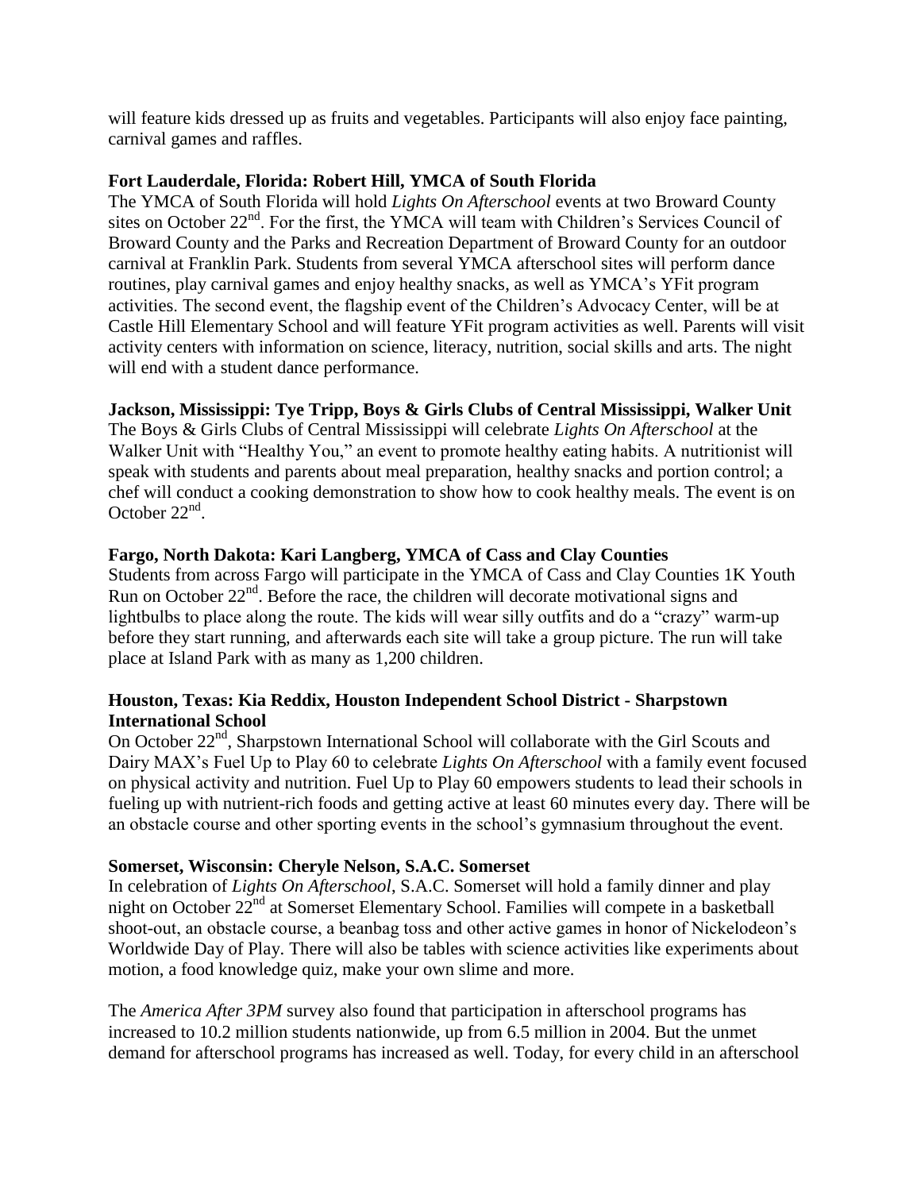will feature kids dressed up as fruits and vegetables. Participants will also enjoy face painting, carnival games and raffles.

**Fort Lauderdale, Florida: Robert Hill, YMCA of South Florida**
The YMCA of South Florida will hold *Lights On Afterschool* events at two Broward County sites on October 22nd. For the first, the YMCA will team with Children's Services Council of Broward County and the Parks and Recreation Department of Broward County for an outdoor carnival at Franklin Park. Students from several YMCA afterschool sites will perform dance routines, play carnival games and enjoy healthy snacks, as well as YMCA's YFit program activities. The second event, the flagship event of the Children's Advocacy Center, will be at Castle Hill Elementary School and will feature YFit program activities as well. Parents will visit activity centers with information on science, literacy, nutrition, social skills and arts. The night will end with a student dance performance.

**Jackson, Mississippi: Tye Tripp, Boys & Girls Clubs of Central Mississippi, Walker Unit**
The Boys & Girls Clubs of Central Mississippi will celebrate *Lights On Afterschool* at the Walker Unit with "Healthy You," an event to promote healthy eating habits. A nutritionist will speak with students and parents about meal preparation, healthy snacks and portion control; a chef will conduct a cooking demonstration to show how to cook healthy meals. The event is on October 22nd.

**Fargo, North Dakota: Kari Langberg, YMCA of Cass and Clay Counties**
Students from across Fargo will participate in the YMCA of Cass and Clay Counties 1K Youth Run on October 22nd. Before the race, the children will decorate motivational signs and lightbulbs to place along the route. The kids will wear silly outfits and do a "crazy" warm-up before they start running, and afterwards each site will take a group picture. The run will take place at Island Park with as many as 1,200 children.

**Houston, Texas: Kia Reddix, Houston Independent School District - Sharpstown International School**
On October 22nd, Sharpstown International School will collaborate with the Girl Scouts and Dairy MAX's Fuel Up to Play 60 to celebrate *Lights On Afterschool* with a family event focused on physical activity and nutrition. Fuel Up to Play 60 empowers students to lead their schools in fueling up with nutrient-rich foods and getting active at least 60 minutes every day. There will be an obstacle course and other sporting events in the school's gymnasium throughout the event.

**Somerset, Wisconsin: Cheryle Nelson, S.A.C. Somerset**
In celebration of *Lights On Afterschool*, S.A.C. Somerset will hold a family dinner and play night on October 22nd at Somerset Elementary School. Families will compete in a basketball shoot-out, an obstacle course, a beanbag toss and other active games in honor of Nickelodeon's Worldwide Day of Play. There will also be tables with science activities like experiments about motion, a food knowledge quiz, make your own slime and more.

The *America After 3PM* survey also found that participation in afterschool programs has increased to 10.2 million students nationwide, up from 6.5 million in 2004. But the unmet demand for afterschool programs has increased as well. Today, for every child in an afterschool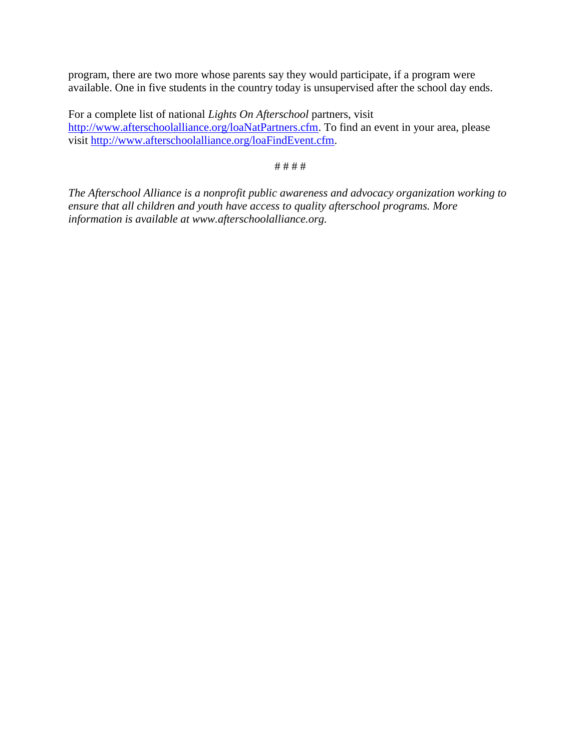program, there are two more whose parents say they would participate, if a program were available. One in five students in the country today is unsupervised after the school day ends.

For a complete list of national *Lights On Afterschool* partners, visit http://www.afterschoolalliance.org/loaNatPartners.cfm. To find an event in your area, please visit http://www.afterschoolalliance.org/loaFindEvent.cfm.

# # # #

*The Afterschool Alliance is a nonprofit public awareness and advocacy organization working to ensure that all children and youth have access to quality afterschool programs. More information is available at www.afterschoolalliance.org.*